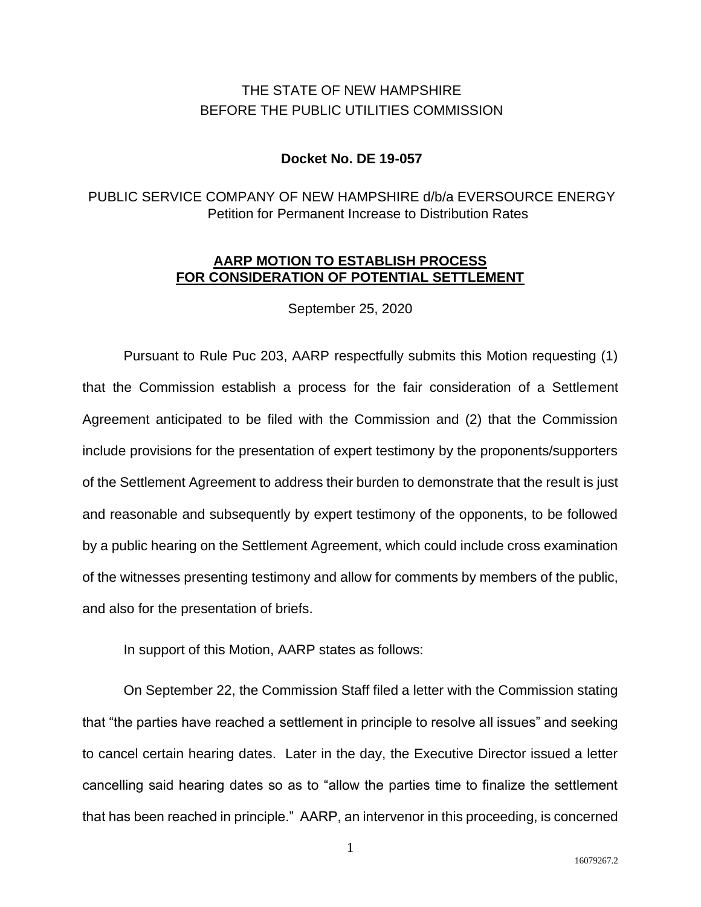THE STATE OF NEW HAMPSHIRE
BEFORE THE PUBLIC UTILITIES COMMISSION

**Docket No. DE 19-057**

PUBLIC SERVICE COMPANY OF NEW HAMPSHIRE d/b/a EVERSOURCE ENERGY
Petition for Permanent Increase to Distribution Rates

**AARP MOTION TO ESTABLISH PROCESS FOR CONSIDERATION OF POTENTIAL SETTLEMENT**

September 25, 2020

Pursuant to Rule Puc 203, AARP respectfully submits this Motion requesting (1) that the Commission establish a process for the fair consideration of a Settlement Agreement anticipated to be filed with the Commission and (2) that the Commission include provisions for the presentation of expert testimony by the proponents/supporters of the Settlement Agreement to address their burden to demonstrate that the result is just and reasonable and subsequently by expert testimony of the opponents, to be followed by a public hearing on the Settlement Agreement, which could include cross examination of the witnesses presenting testimony and allow for comments by members of the public, and also for the presentation of briefs.

In support of this Motion, AARP states as follows:

On September 22, the Commission Staff filed a letter with the Commission stating that "the parties have reached a settlement in principle to resolve all issues" and seeking to cancel certain hearing dates. Later in the day, the Executive Director issued a letter cancelling said hearing dates so as to "allow the parties time to finalize the settlement that has been reached in principle." AARP, an intervenor in this proceeding, is concerned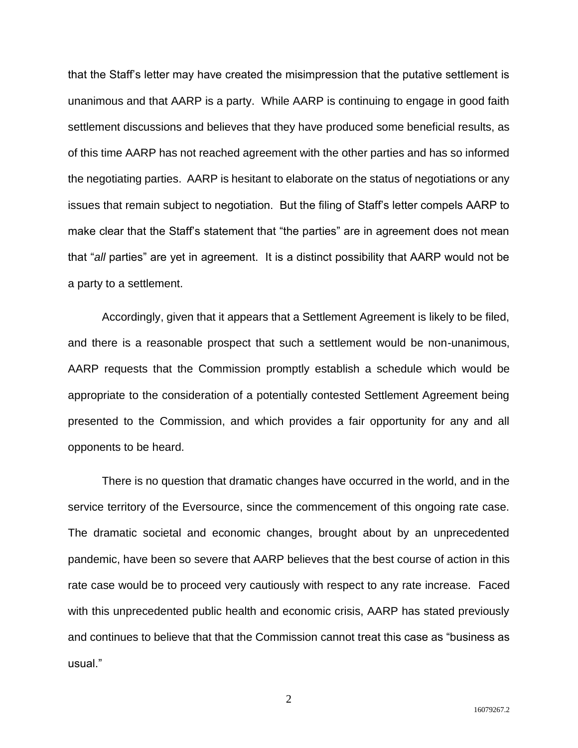that the Staff's letter may have created the misimpression that the putative settlement is unanimous and that AARP is a party. While AARP is continuing to engage in good faith settlement discussions and believes that they have produced some beneficial results, as of this time AARP has not reached agreement with the other parties and has so informed the negotiating parties. AARP is hesitant to elaborate on the status of negotiations or any issues that remain subject to negotiation. But the filing of Staff's letter compels AARP to make clear that the Staff's statement that "the parties" are in agreement does not mean that "*all* parties" are yet in agreement. It is a distinct possibility that AARP would not be a party to a settlement.

Accordingly, given that it appears that a Settlement Agreement is likely to be filed, and there is a reasonable prospect that such a settlement would be non-unanimous, AARP requests that the Commission promptly establish a schedule which would be appropriate to the consideration of a potentially contested Settlement Agreement being presented to the Commission, and which provides a fair opportunity for any and all opponents to be heard.

There is no question that dramatic changes have occurred in the world, and in the service territory of the Eversource, since the commencement of this ongoing rate case. The dramatic societal and economic changes, brought about by an unprecedented pandemic, have been so severe that AARP believes that the best course of action in this rate case would be to proceed very cautiously with respect to any rate increase. Faced with this unprecedented public health and economic crisis, AARP has stated previously and continues to believe that that the Commission cannot treat this case as "business as usual."

16079267.2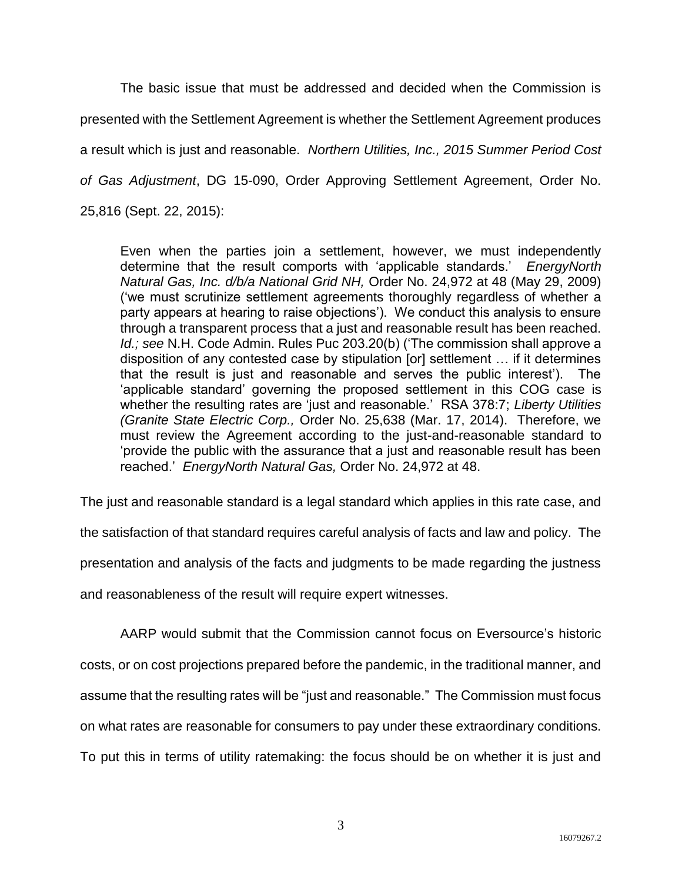The basic issue that must be addressed and decided when the Commission is presented with the Settlement Agreement is whether the Settlement Agreement produces a result which is just and reasonable. *Northern Utilities, Inc., 2015 Summer Period Cost of Gas Adjustment*, DG 15-090, Order Approving Settlement Agreement, Order No. 25,816 (Sept. 22, 2015):

> Even when the parties join a settlement, however, we must independently determine that the result comports with 'applicable standards.' *EnergyNorth Natural Gas, Inc. d/b/a National Grid NH,* Order No. 24,972 at 48 (May 29, 2009) ('we must scrutinize settlement agreements thoroughly regardless of whether a party appears at hearing to raise objections'). We conduct this analysis to ensure through a transparent process that a just and reasonable result has been reached. *Id.; see* N.H. Code Admin. Rules Puc 203.20(b) ('The commission shall approve a disposition of any contested case by stipulation [or] settlement … if it determines that the result is just and reasonable and serves the public interest'). The 'applicable standard' governing the proposed settlement in this COG case is whether the resulting rates are 'just and reasonable.' RSA 378:7; *Liberty Utilities (Granite State Electric Corp.,* Order No. 25,638 (Mar. 17, 2014). Therefore, we must review the Agreement according to the just-and-reasonable standard to 'provide the public with the assurance that a just and reasonable result has been reached.' *EnergyNorth Natural Gas,* Order No. 24,972 at 48.

The just and reasonable standard is a legal standard which applies in this rate case, and the satisfaction of that standard requires careful analysis of facts and law and policy. The presentation and analysis of the facts and judgments to be made regarding the justness and reasonableness of the result will require expert witnesses.

AARP would submit that the Commission cannot focus on Eversource's historic costs, or on cost projections prepared before the pandemic, in the traditional manner, and assume that the resulting rates will be "just and reasonable." The Commission must focus on what rates are reasonable for consumers to pay under these extraordinary conditions. To put this in terms of utility ratemaking: the focus should be on whether it is just and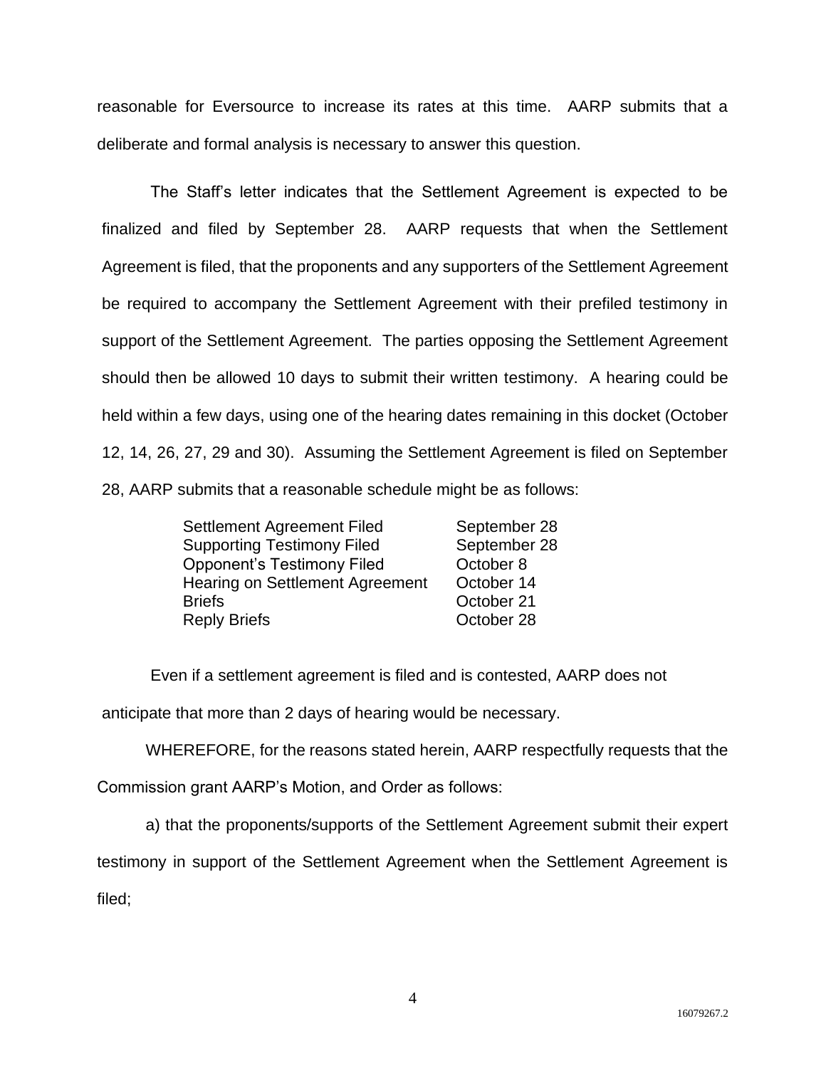reasonable for Eversource to increase its rates at this time. AARP submits that a deliberate and formal analysis is necessary to answer this question.

The Staff's letter indicates that the Settlement Agreement is expected to be finalized and filed by September 28. AARP requests that when the Settlement Agreement is filed, that the proponents and any supporters of the Settlement Agreement be required to accompany the Settlement Agreement with their prefiled testimony in support of the Settlement Agreement. The parties opposing the Settlement Agreement should then be allowed 10 days to submit their written testimony. A hearing could be held within a few days, using one of the hearing dates remaining in this docket (October 12, 14, 26, 27, 29 and 30). Assuming the Settlement Agreement is filed on September 28, AARP submits that a reasonable schedule might be as follows:

| | |
|---|---|
| Settlement Agreement Filed | September 28 |
| Supporting Testimony Filed | September 28 |
| Opponent's Testimony Filed | October 8 |
| Hearing on Settlement Agreement | October 14 |
| Briefs | October 21 |
| Reply Briefs | October 28 |

Even if a settlement agreement is filed and is contested, AARP does not anticipate that more than 2 days of hearing would be necessary.

WHEREFORE, for the reasons stated herein, AARP respectfully requests that the Commission grant AARP's Motion, and Order as follows:

a) that the proponents/supports of the Settlement Agreement submit their expert testimony in support of the Settlement Agreement when the Settlement Agreement is filed;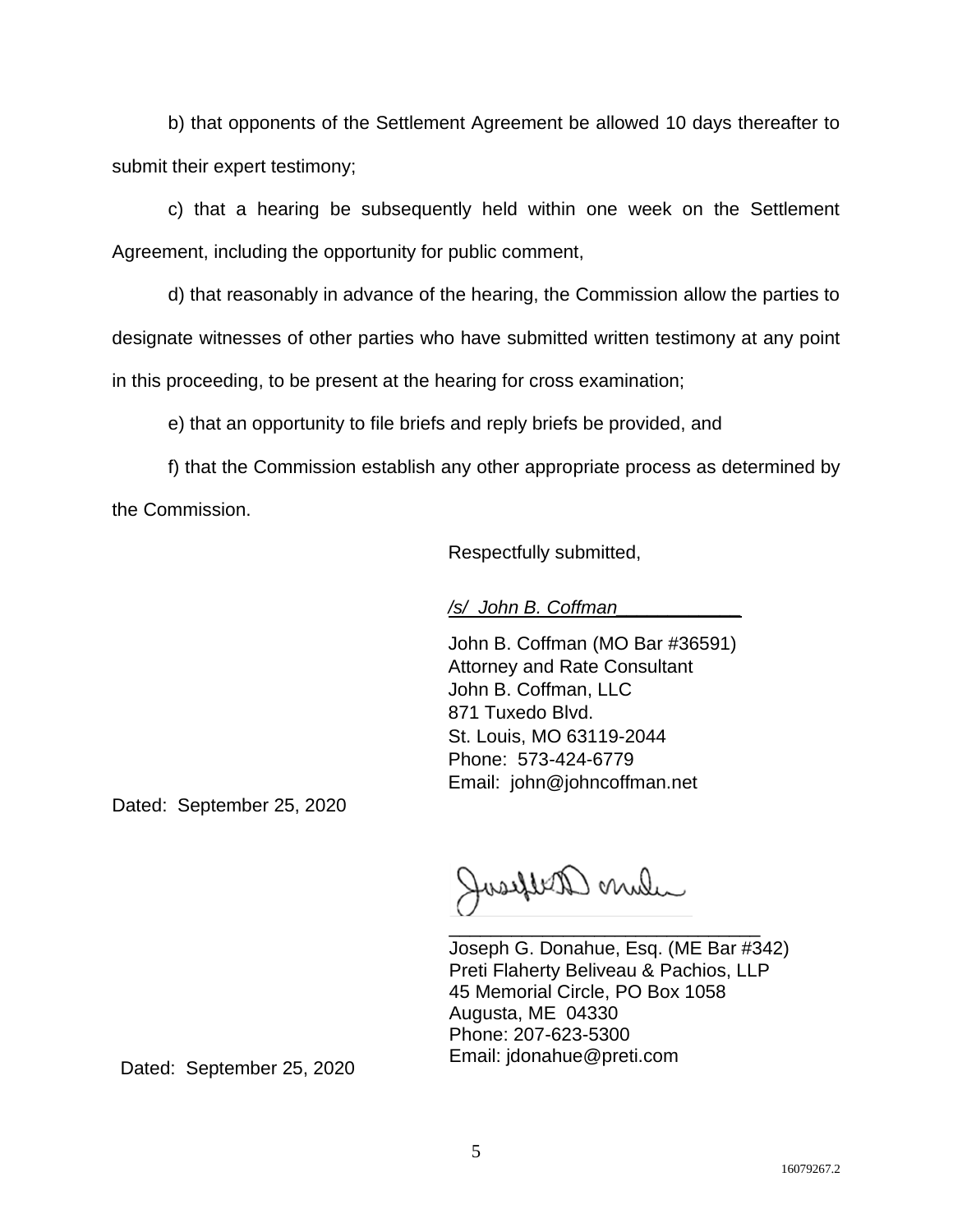b) that opponents of the Settlement Agreement be allowed 10 days thereafter to submit their expert testimony;

c) that a hearing be subsequently held within one week on the Settlement Agreement, including the opportunity for public comment,

d) that reasonably in advance of the hearing, the Commission allow the parties to designate witnesses of other parties who have submitted written testimony at any point in this proceeding, to be present at the hearing for cross examination;

e) that an opportunity to file briefs and reply briefs be provided, and

f) that the Commission establish any other appropriate process as determined by the Commission.

Respectfully submitted,

*/s/ John B. Coffman*_____________

John B. Coffman (MO Bar #36591)
Attorney and Rate Consultant
John B. Coffman, LLC
871 Tuxedo Blvd.
St. Louis, MO 63119-2044
Phone: 573-424-6779
Email: john@johncoffman.net

Dated: September 25, 2020

_____________________________
Joseph G. Donahue, Esq. (ME Bar #342)
Preti Flaherty Beliveau & Pachios, LLP
45 Memorial Circle, PO Box 1058
Augusta, ME 04330
Phone: 207-623-5300
Email: jdonahue@preti.com

Dated: September 25, 2020

16079267.2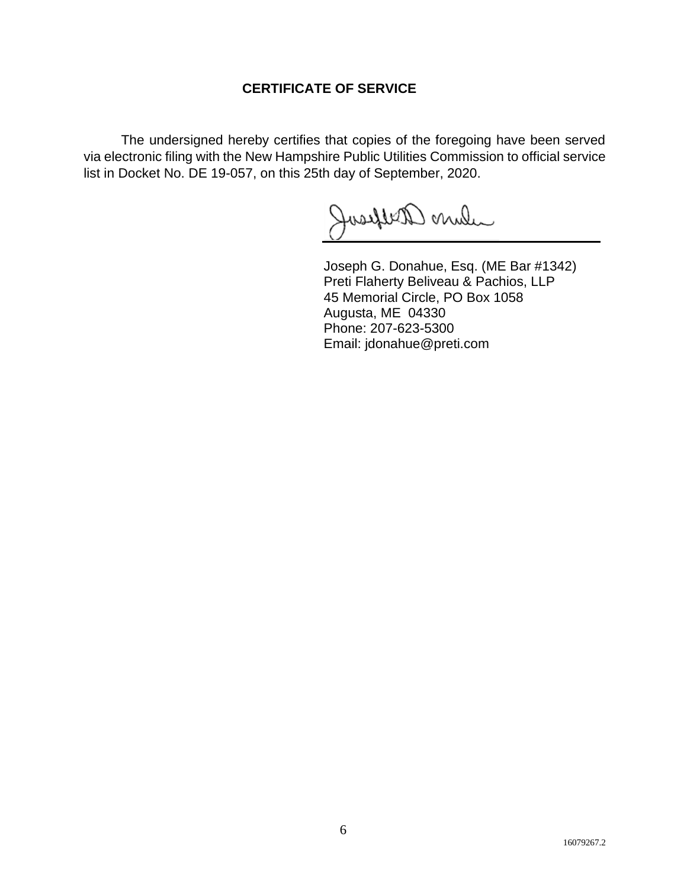## CERTIFICATE OF SERVICE

The undersigned hereby certifies that copies of the foregoing have been served via electronic filing with the New Hampshire Public Utilities Commission to official service list in Docket No. DE 19-057, on this 25th day of September, 2020.

Joseph G. Donahue, Esq. (ME Bar #1342)
Preti Flaherty Beliveau & Pachios, LLP
45 Memorial Circle, PO Box 1058
Augusta, ME 04330
Phone: 207-623-5300
Email: jdonahue@preti.com

16079267.2